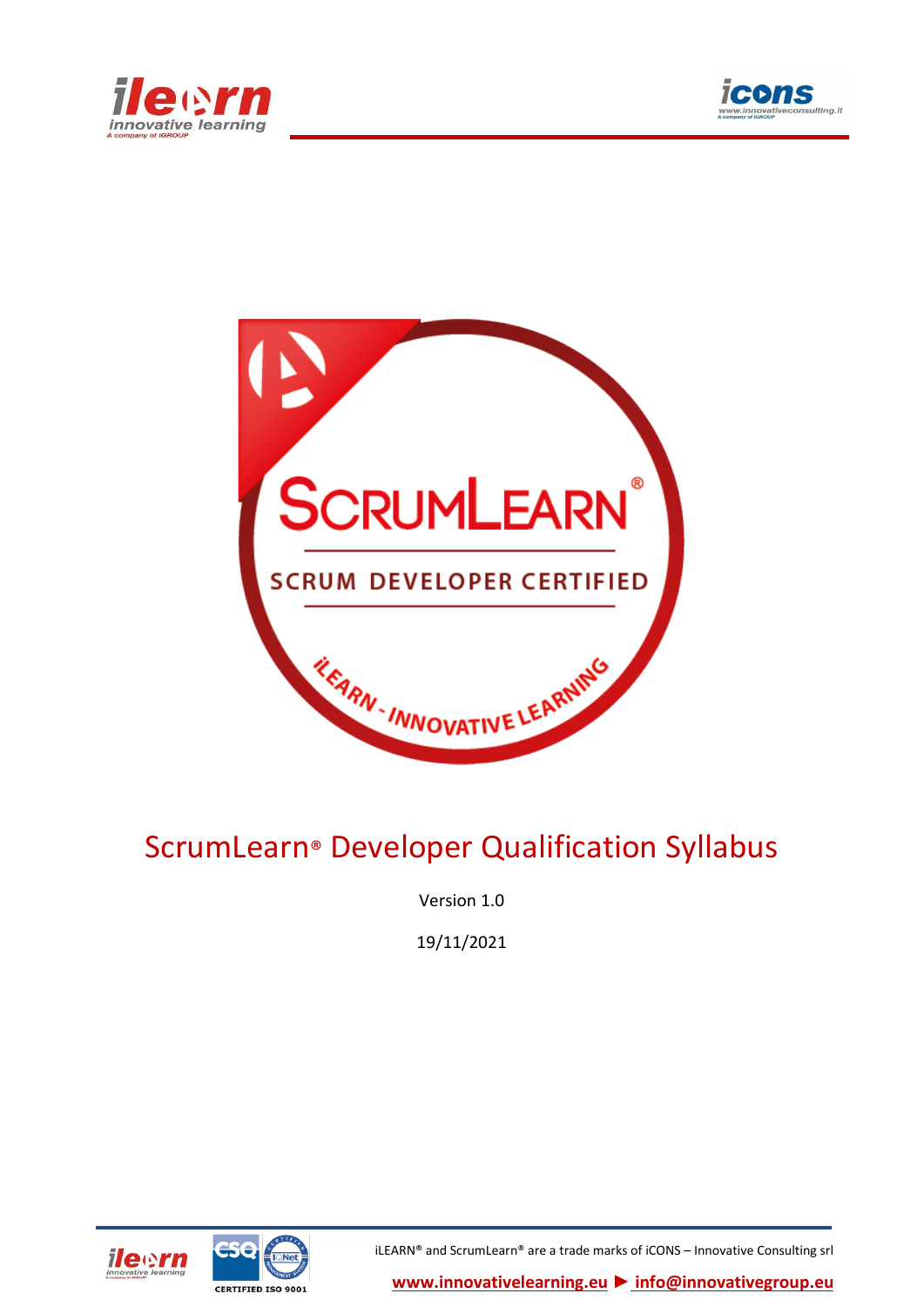# ScrumLearn® Developer Qualification Syllabus

Version 1.0

19/11/2021

iLEARN® and ScrumLearn® are a trade marks of iCONS – Innovative Consulting srl

www.innovativelearning.eu ► info@innovativegroup.eu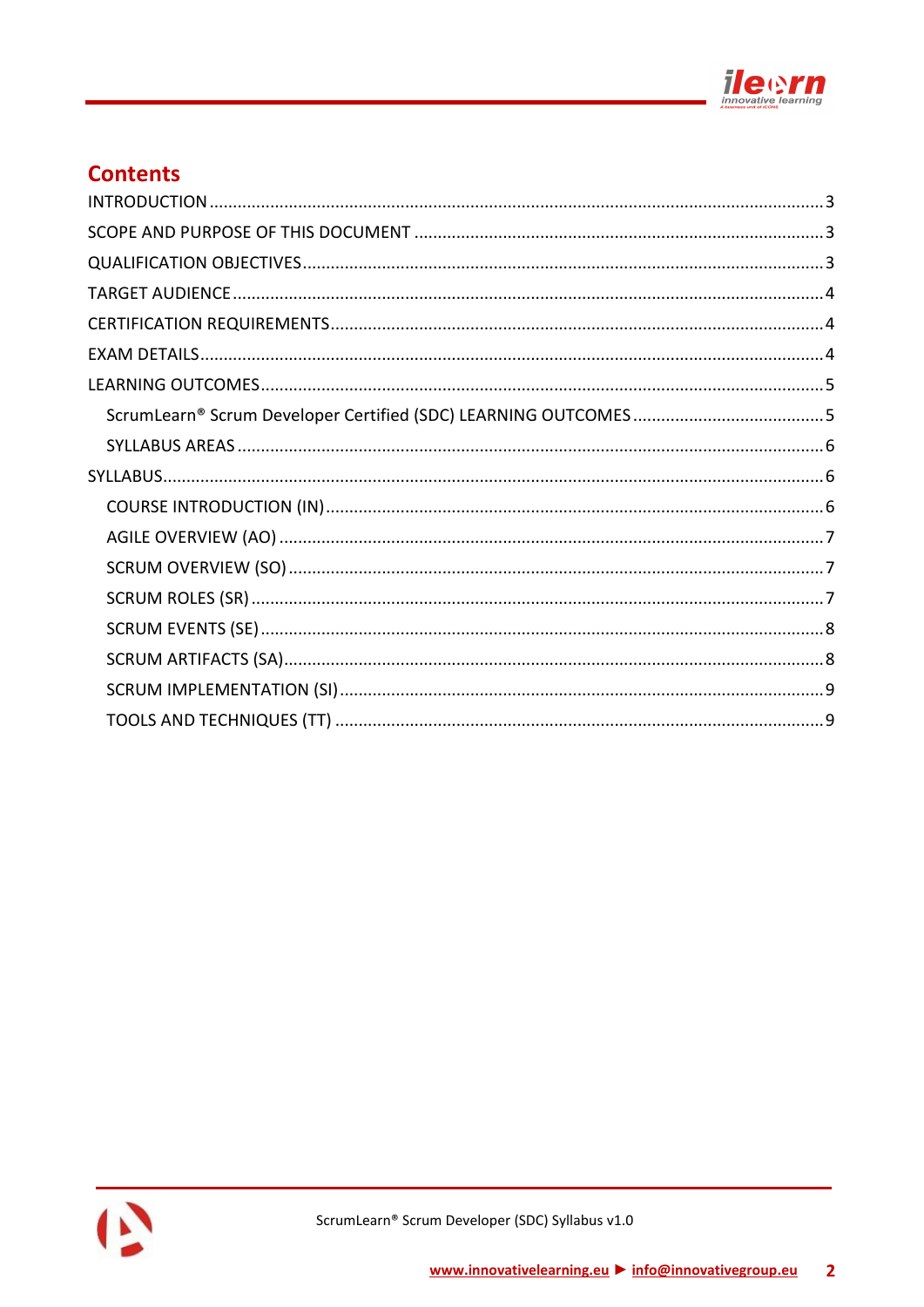## Contents

- INTRODUCTION .......... 3
- SCOPE AND PURPOSE OF THIS DOCUMENT .......... 3
- QUALIFICATION OBJECTIVES .......... 3
- TARGET AUDIENCE .......... 4
- CERTIFICATION REQUIREMENTS .......... 4
- EXAM DETAILS .......... 4
- LEARNING OUTCOMES .......... 5
  - ScrumLearn® Scrum Developer Certified (SDC) LEARNING OUTCOMES .......... 5
  - SYLLABUS AREAS .......... 6
- SYLLABUS .......... 6
  - COURSE INTRODUCTION (IN) .......... 6
  - AGILE OVERVIEW (AO) .......... 7
  - SCRUM OVERVIEW (SO) .......... 7
  - SCRUM ROLES (SR) .......... 7
  - SCRUM EVENTS (SE) .......... 8
  - SCRUM ARTIFACTS (SA) .......... 8
  - SCRUM IMPLEMENTATION (SI) .......... 9
  - TOOLS AND TECHNIQUES (TT) .......... 9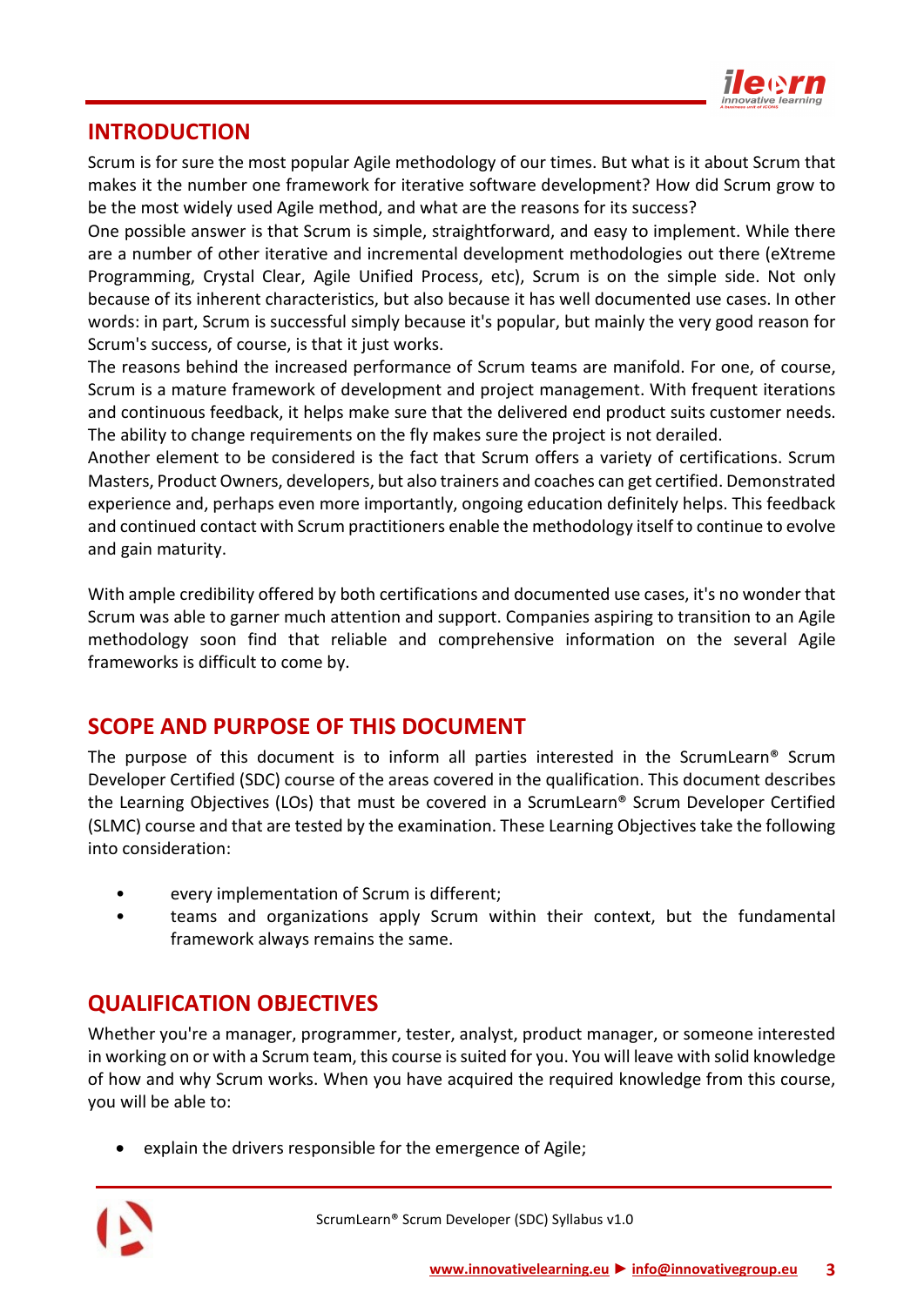## INTRODUCTION

Scrum is for sure the most popular Agile methodology of our times. But what is it about Scrum that makes it the number one framework for iterative software development? How did Scrum grow to be the most widely used Agile method, and what are the reasons for its success?

One possible answer is that Scrum is simple, straightforward, and easy to implement. While there are a number of other iterative and incremental development methodologies out there (eXtreme Programming, Crystal Clear, Agile Unified Process, etc), Scrum is on the simple side. Not only because of its inherent characteristics, but also because it has well documented use cases. In other words: in part, Scrum is successful simply because it's popular, but mainly the very good reason for Scrum's success, of course, is that it just works.

The reasons behind the increased performance of Scrum teams are manifold. For one, of course, Scrum is a mature framework of development and project management. With frequent iterations and continuous feedback, it helps make sure that the delivered end product suits customer needs. The ability to change requirements on the fly makes sure the project is not derailed.

Another element to be considered is the fact that Scrum offers a variety of certifications. Scrum Masters, Product Owners, developers, but also trainers and coaches can get certified. Demonstrated experience and, perhaps even more importantly, ongoing education definitely helps. This feedback and continued contact with Scrum practitioners enable the methodology itself to continue to evolve and gain maturity.

With ample credibility offered by both certifications and documented use cases, it's no wonder that Scrum was able to garner much attention and support. Companies aspiring to transition to an Agile methodology soon find that reliable and comprehensive information on the several Agile frameworks is difficult to come by.

## SCOPE AND PURPOSE OF THIS DOCUMENT

The purpose of this document is to inform all parties interested in the ScrumLearn® Scrum Developer Certified (SDC) course of the areas covered in the qualification. This document describes the Learning Objectives (LOs) that must be covered in a ScrumLearn® Scrum Developer Certified (SLMC) course and that are tested by the examination. These Learning Objectives take the following into consideration:

- every implementation of Scrum is different;
- teams and organizations apply Scrum within their context, but the fundamental framework always remains the same.

## QUALIFICATION OBJECTIVES

Whether you're a manager, programmer, tester, analyst, product manager, or someone interested in working on or with a Scrum team, this course is suited for you. You will leave with solid knowledge of how and why Scrum works. When you have acquired the required knowledge from this course, you will be able to:

- explain the drivers responsible for the emergence of Agile;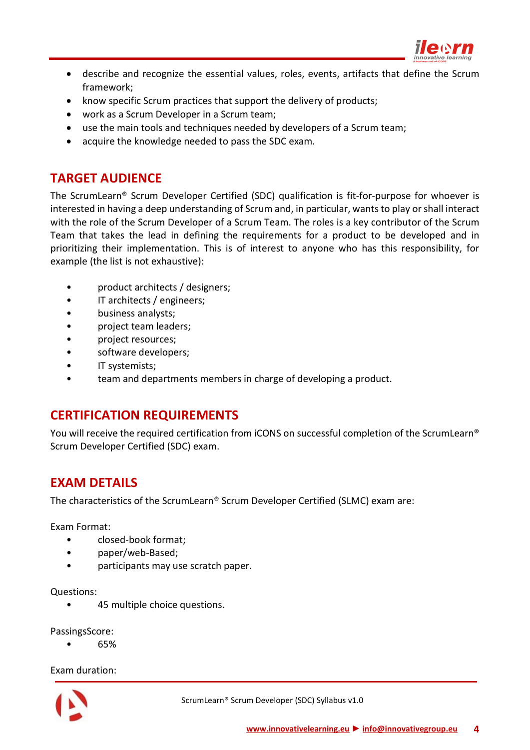- describe and recognize the essential values, roles, events, artifacts that define the Scrum framework;
- know specific Scrum practices that support the delivery of products;
- work as a Scrum Developer in a Scrum team;
- use the main tools and techniques needed by developers of a Scrum team;
- acquire the knowledge needed to pass the SDC exam.

## TARGET AUDIENCE

The ScrumLearn® Scrum Developer Certified (SDC) qualification is fit-for-purpose for whoever is interested in having a deep understanding of Scrum and, in particular, wants to play or shall interact with the role of the Scrum Developer of a Scrum Team. The roles is a key contributor of the Scrum Team that takes the lead in defining the requirements for a product to be developed and in prioritizing their implementation. This is of interest to anyone who has this responsibility, for example (the list is not exhaustive):

- product architects / designers;
- IT architects / engineers;
- business analysts;
- project team leaders;
- project resources;
- software developers;
- IT systemists;
- team and departments members in charge of developing a product.

## CERTIFICATION REQUIREMENTS

You will receive the required certification from iCONS on successful completion of the ScrumLearn® Scrum Developer Certified (SDC) exam.

## EXAM DETAILS

The characteristics of the ScrumLearn® Scrum Developer Certified (SLMC) exam are:

Exam Format:

- closed-book format;
- paper/web-Based;
- participants may use scratch paper.

Questions:

- 45 multiple choice questions.

PassingsScore:

- 65%

Exam duration: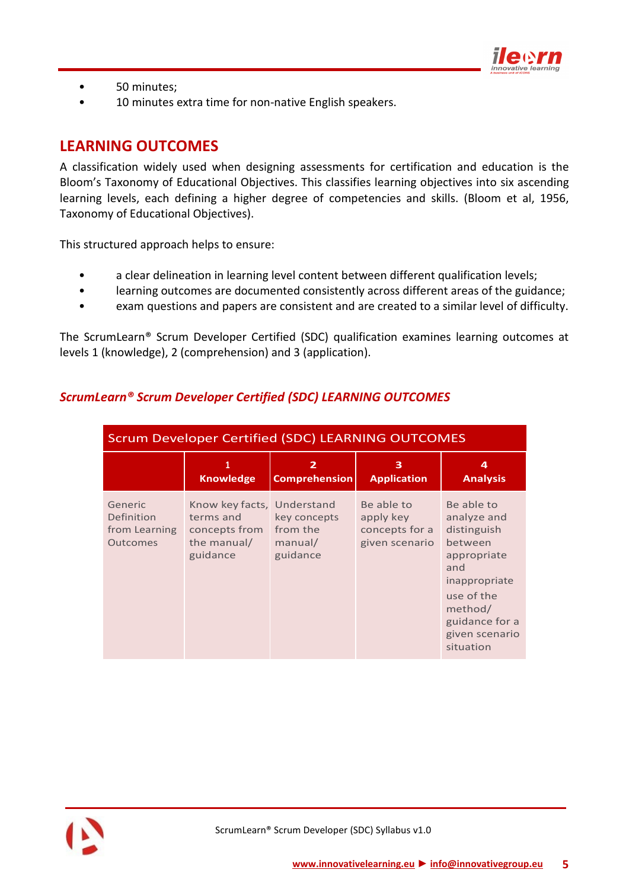- 50 minutes;
- 10 minutes extra time for non-native English speakers.

## LEARNING OUTCOMES

A classification widely used when designing assessments for certification and education is the Bloom's Taxonomy of Educational Objectives. This classifies learning objectives into six ascending learning levels, each defining a higher degree of competencies and skills. (Bloom et al, 1956, Taxonomy of Educational Objectives).

This structured approach helps to ensure:

- a clear delineation in learning level content between different qualification levels;
- learning outcomes are documented consistently across different areas of the guidance;
- exam questions and papers are consistent and are created to a similar level of difficulty.

The ScrumLearn® Scrum Developer Certified (SDC) qualification examines learning outcomes at levels 1 (knowledge), 2 (comprehension) and 3 (application).

### *ScrumLearn® Scrum Developer Certified (SDC) LEARNING OUTCOMES*

| Scrum Developer Certified (SDC) LEARNING OUTCOMES | | | | |
|---|---|---|---|---|
| | **1 Knowledge** | **2 Comprehension** | **3 Application** | **4 Analysis** |
| Generic Definition from Learning Outcomes | Know key facts, terms and concepts from the manual/ guidance | Understand key concepts from the manual/ guidance | Be able to apply key concepts for a given scenario | Be able to analyze and distinguish between appropriate and inappropriate use of the method/ guidance for a given scenario situation |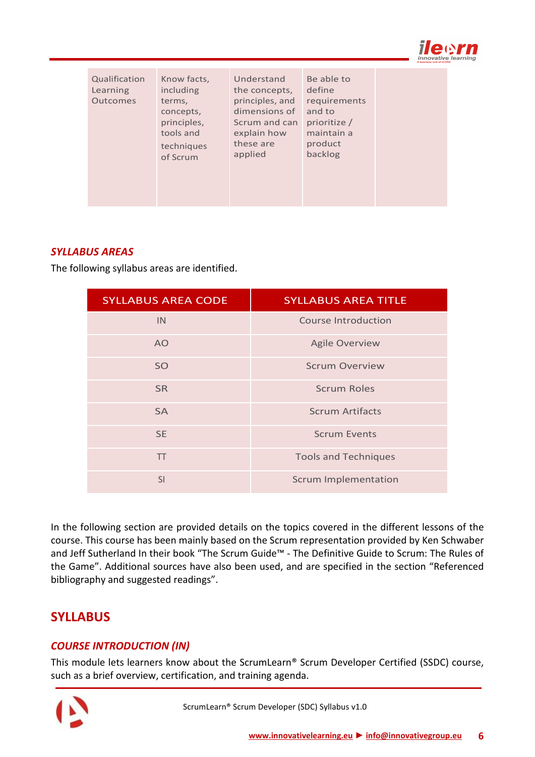| Qualification Learning Outcomes | Know facts, including terms, concepts, principles, tools and techniques of Scrum | Understand the concepts, principles, and dimensions of Scrum and can explain how these are applied | Be able to define requirements and to prioritize / maintain a product backlog | |
|---|---|---|---|---|

### *SYLLABUS AREAS*

The following syllabus areas are identified.

| SYLLABUS AREA CODE | SYLLABUS AREA TITLE |
|---|---|
| IN | Course Introduction |
| AO | Agile Overview |
| SO | Scrum Overview |
| SR | Scrum Roles |
| SA | Scrum Artifacts |
| SE | Scrum Events |
| TT | Tools and Techniques |
| SI | Scrum Implementation |

In the following section are provided details on the topics covered in the different lessons of the course. This course has been mainly based on the Scrum representation provided by Ken Schwaber and Jeff Sutherland In their book “The Scrum Guide™ - The Definitive Guide to Scrum: The Rules of the Game”. Additional sources have also been used, and are specified in the section “Referenced bibliography and suggested readings”.

## SYLLABUS

### *COURSE INTRODUCTION (IN)*

This module lets learners know about the ScrumLearn® Scrum Developer Certified (SSDC) course, such as a brief overview, certification, and training agenda.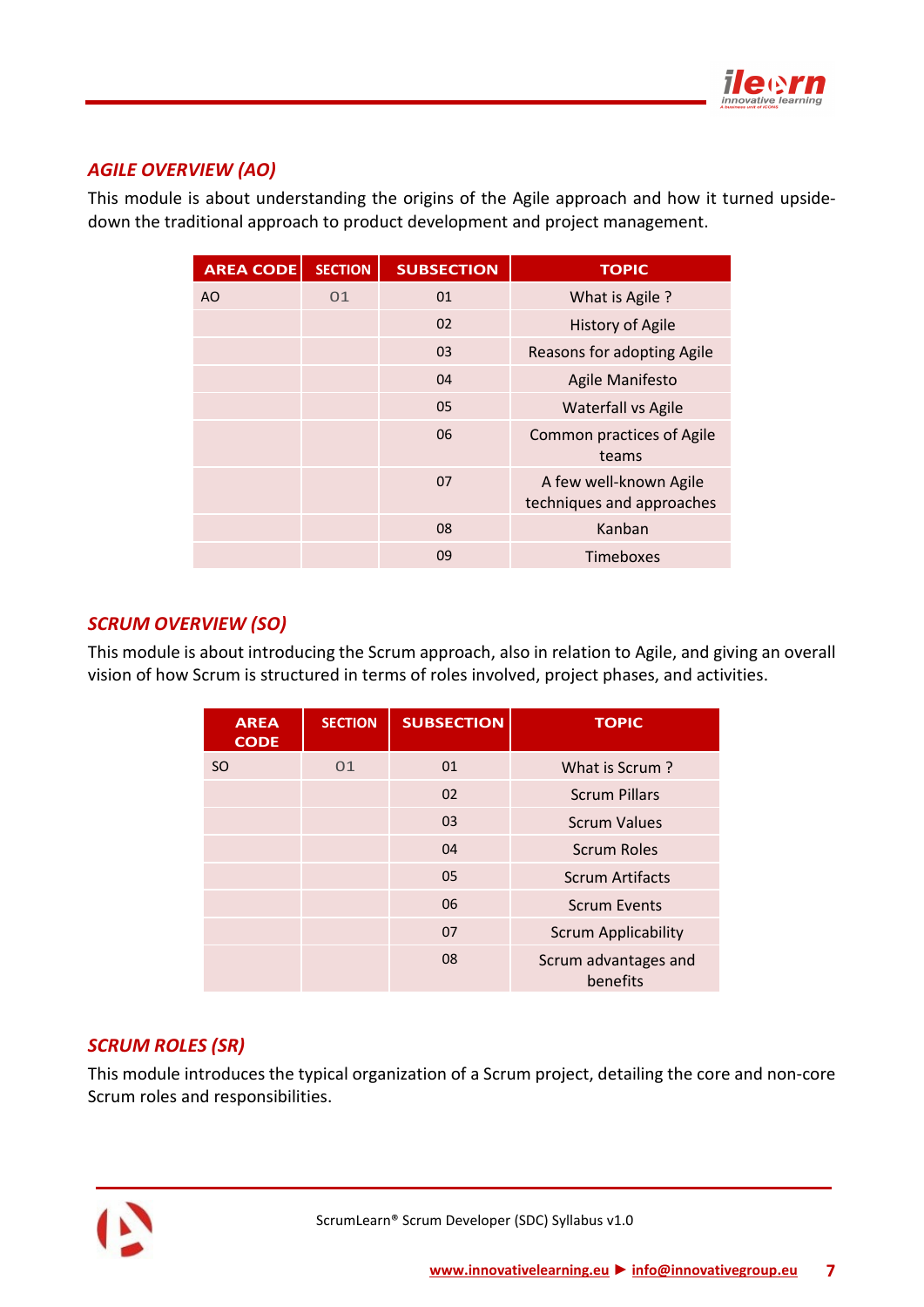## *AGILE OVERVIEW (AO)*

This module is about understanding the origins of the Agile approach and how it turned upside-down the traditional approach to product development and project management.

| AREA CODE | SECTION | SUBSECTION | TOPIC |
|---|---|---|---|
| AO | 01 | 01 | What is Agile ? |
| | | 02 | History of Agile |
| | | 03 | Reasons for adopting Agile |
| | | 04 | Agile Manifesto |
| | | 05 | Waterfall vs Agile |
| | | 06 | Common practices of Agile teams |
| | | 07 | A few well-known Agile techniques and approaches |
| | | 08 | Kanban |
| | | 09 | Timeboxes |

## *SCRUM OVERVIEW (SO)*

This module is about introducing the Scrum approach, also in relation to Agile, and giving an overall vision of how Scrum is structured in terms of roles involved, project phases, and activities.

| AREA CODE | SECTION | SUBSECTION | TOPIC |
|---|---|---|---|
| SO | 01 | 01 | What is Scrum ? |
| | | 02 | Scrum Pillars |
| | | 03 | Scrum Values |
| | | 04 | Scrum Roles |
| | | 05 | Scrum Artifacts |
| | | 06 | Scrum Events |
| | | 07 | Scrum Applicability |
| | | 08 | Scrum advantages and benefits |

## *SCRUM ROLES (SR)*

This module introduces the typical organization of a Scrum project, detailing the core and non-core Scrum roles and responsibilities.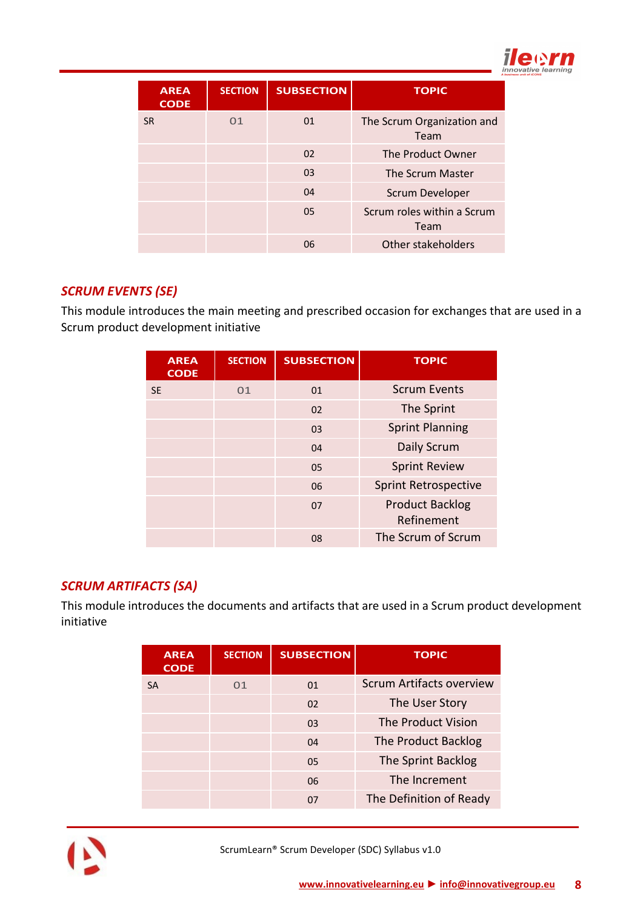| AREA CODE | SECTION | SUBSECTION | TOPIC |
|---|---|---|---|
| SR | 01 | 01 | The Scrum Organization and Team |
| | | 02 | The Product Owner |
| | | 03 | The Scrum Master |
| | | 04 | Scrum Developer |
| | | 05 | Scrum roles within a Scrum Team |
| | | 06 | Other stakeholders |

## *SCRUM EVENTS (SE)*

This module introduces the main meeting and prescribed occasion for exchanges that are used in a Scrum product development initiative

| AREA CODE | SECTION | SUBSECTION | TOPIC |
|---|---|---|---|
| SE | 01 | 01 | Scrum Events |
| | | 02 | The Sprint |
| | | 03 | Sprint Planning |
| | | 04 | Daily Scrum |
| | | 05 | Sprint Review |
| | | 06 | Sprint Retrospective |
| | | 07 | Product Backlog Refinement |
| | | 08 | The Scrum of Scrum |

## *SCRUM ARTIFACTS (SA)*

This module introduces the documents and artifacts that are used in a Scrum product development initiative

| AREA CODE | SECTION | SUBSECTION | TOPIC |
|---|---|---|---|
| SA | 01 | 01 | Scrum Artifacts overview |
| | | 02 | The User Story |
| | | 03 | The Product Vision |
| | | 04 | The Product Backlog |
| | | 05 | The Sprint Backlog |
| | | 06 | The Increment |
| | | 07 | The Definition of Ready |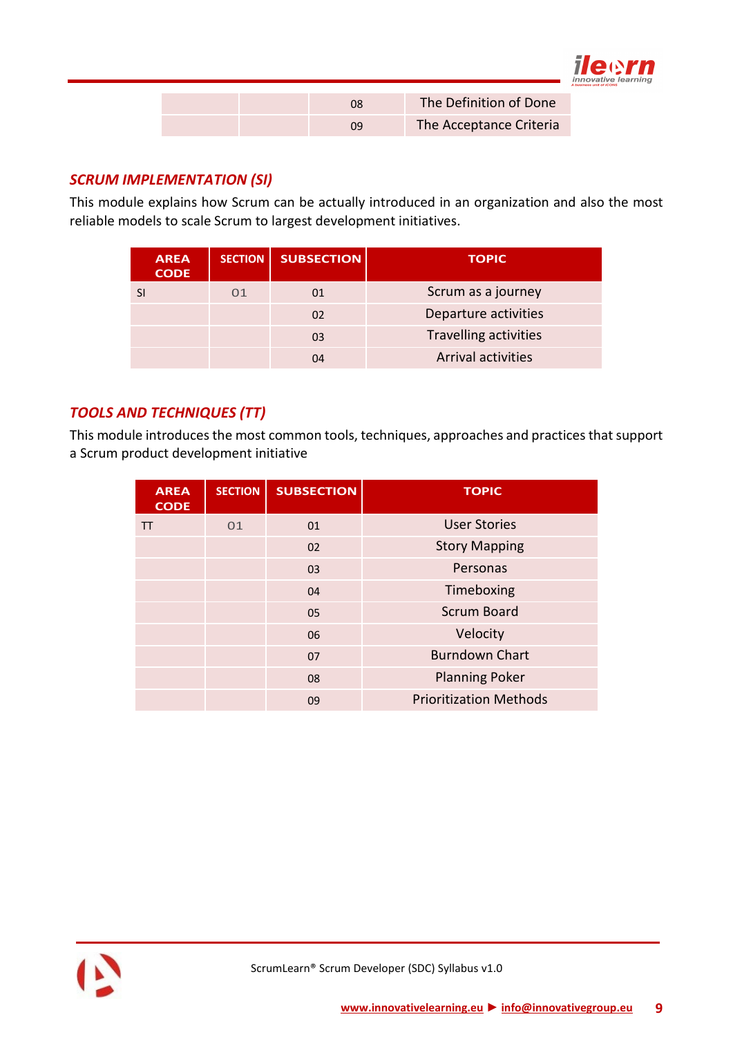| | | | |
|---|---|---|---|
| | | 08 | The Definition of Done |
| | | 09 | The Acceptance Criteria |

## *SCRUM IMPLEMENTATION (SI)*

This module explains how Scrum can be actually introduced in an organization and also the most reliable models to scale Scrum to largest development initiatives.

| AREA CODE | SECTION | SUBSECTION | TOPIC |
|---|---|---|---|
| SI | 01 | 01 | Scrum as a journey |
| | | 02 | Departure activities |
| | | 03 | Travelling activities |
| | | 04 | Arrival activities |

## *TOOLS AND TECHNIQUES (TT)*

This module introduces the most common tools, techniques, approaches and practices that support a Scrum product development initiative

| AREA CODE | SECTION | SUBSECTION | TOPIC |
|---|---|---|---|
| TT | 01 | 01 | User Stories |
| | | 02 | Story Mapping |
| | | 03 | Personas |
| | | 04 | Timeboxing |
| | | 05 | Scrum Board |
| | | 06 | Velocity |
| | | 07 | Burndown Chart |
| | | 08 | Planning Poker |
| | | 09 | Prioritization Methods |